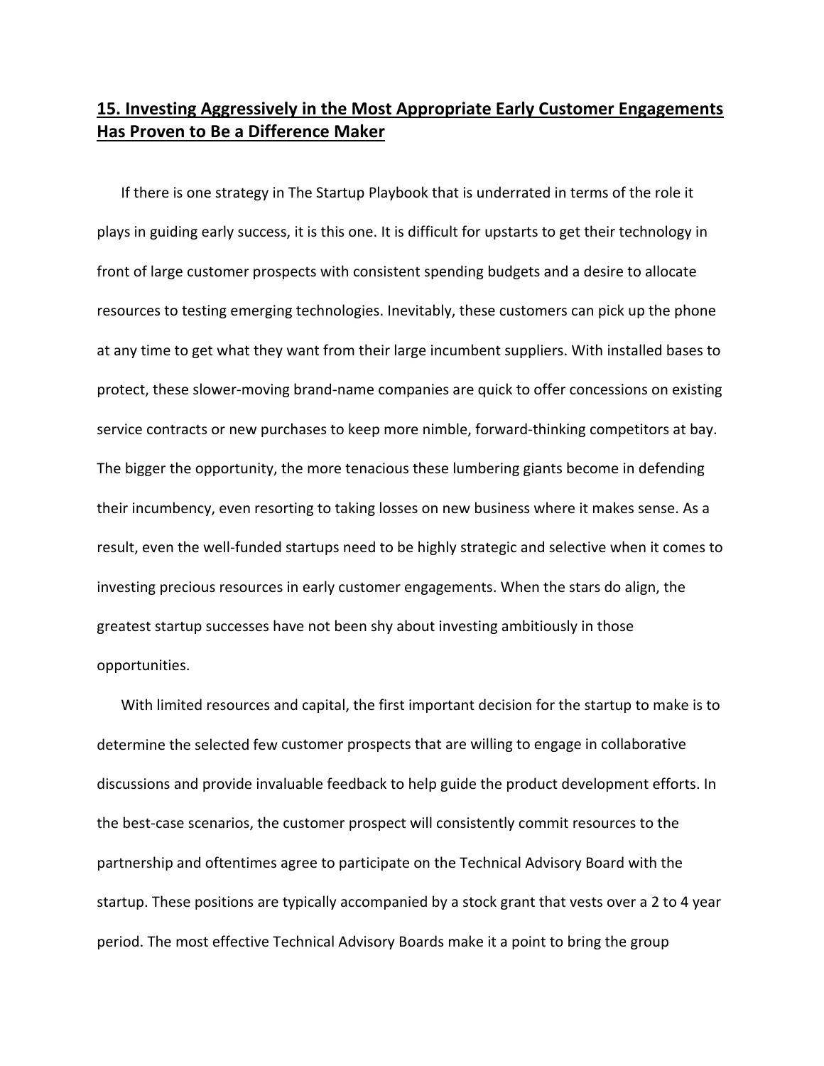## 15. Investing Aggressively in the Most Appropriate Early Customer Engagements Has Proven to Be a Difference Maker

If there is one strategy in The Startup Playbook that is underrated in terms of the role it plays in guiding early success, it is this one. It is difficult for upstarts to get their technology in front of large customer prospects with consistent spending budgets and a desire to allocate resources to testing emerging technologies. Inevitably, these customers can pick up the phone at any time to get what they want from their large incumbent suppliers. With installed bases to protect, these slower-moving brand-name companies are quick to offer concessions on existing service contracts or new purchases to keep more nimble, forward-thinking competitors at bay. The bigger the opportunity, the more tenacious these lumbering giants become in defending their incumbency, even resorting to taking losses on new business where it makes sense. As a result, even the well-funded startups need to be highly strategic and selective when it comes to investing precious resources in early customer engagements. When the stars do align, the greatest startup successes have not been shy about investing ambitiously in those opportunities.

With limited resources and capital, the first important decision for the startup to make is to determine the selected few customer prospects that are willing to engage in collaborative discussions and provide invaluable feedback to help guide the product development efforts. In the best-case scenarios, the customer prospect will consistently commit resources to the partnership and oftentimes agree to participate on the Technical Advisory Board with the startup. These positions are typically accompanied by a stock grant that vests over a 2 to 4 year period. The most effective Technical Advisory Boards make it a point to bring the group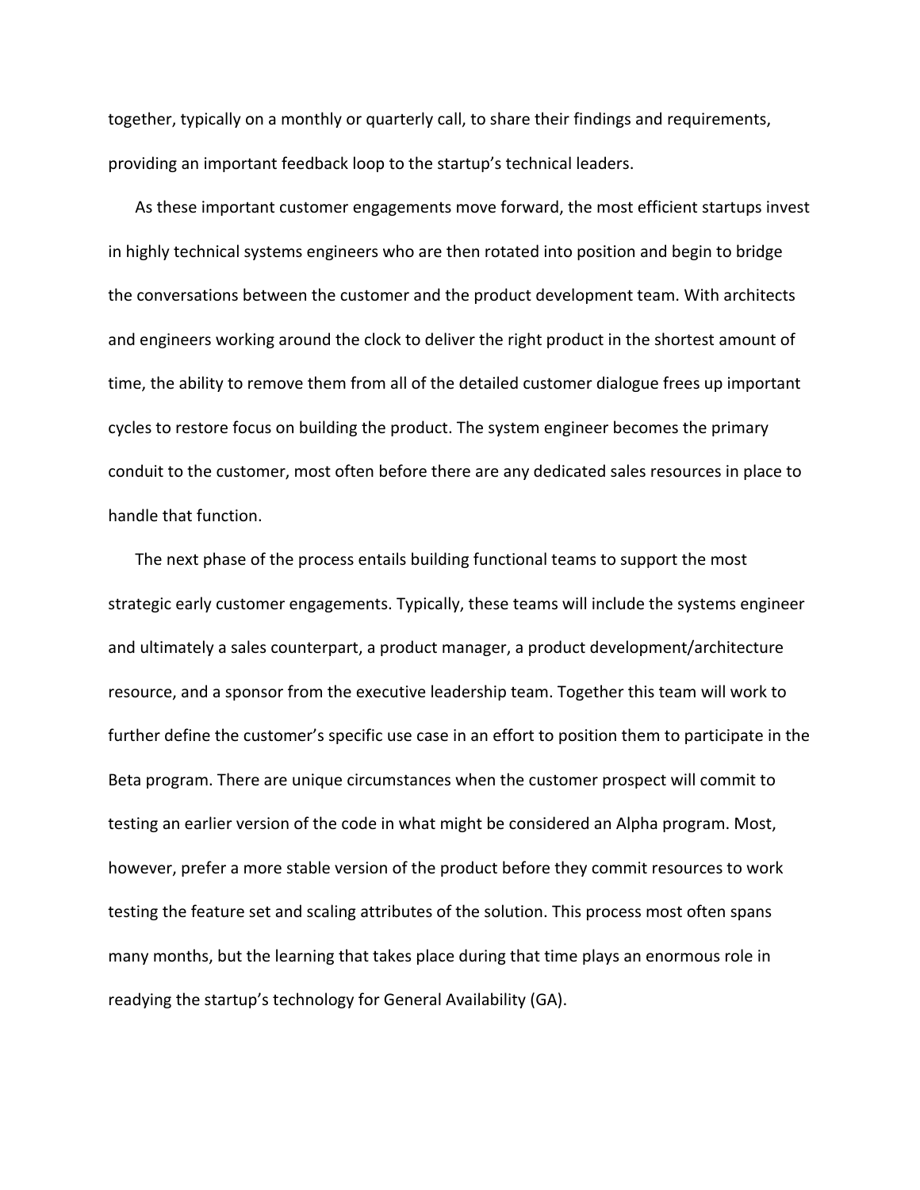together, typically on a monthly or quarterly call, to share their findings and requirements, providing an important feedback loop to the startup's technical leaders.

As these important customer engagements move forward, the most efficient startups invest in highly technical systems engineers who are then rotated into position and begin to bridge the conversations between the customer and the product development team. With architects and engineers working around the clock to deliver the right product in the shortest amount of time, the ability to remove them from all of the detailed customer dialogue frees up important cycles to restore focus on building the product. The system engineer becomes the primary conduit to the customer, most often before there are any dedicated sales resources in place to handle that function.

The next phase of the process entails building functional teams to support the most strategic early customer engagements. Typically, these teams will include the systems engineer and ultimately a sales counterpart, a product manager, a product development/architecture resource, and a sponsor from the executive leadership team. Together this team will work to further define the customer's specific use case in an effort to position them to participate in the Beta program. There are unique circumstances when the customer prospect will commit to testing an earlier version of the code in what might be considered an Alpha program. Most, however, prefer a more stable version of the product before they commit resources to work testing the feature set and scaling attributes of the solution. This process most often spans many months, but the learning that takes place during that time plays an enormous role in readying the startup's technology for General Availability (GA).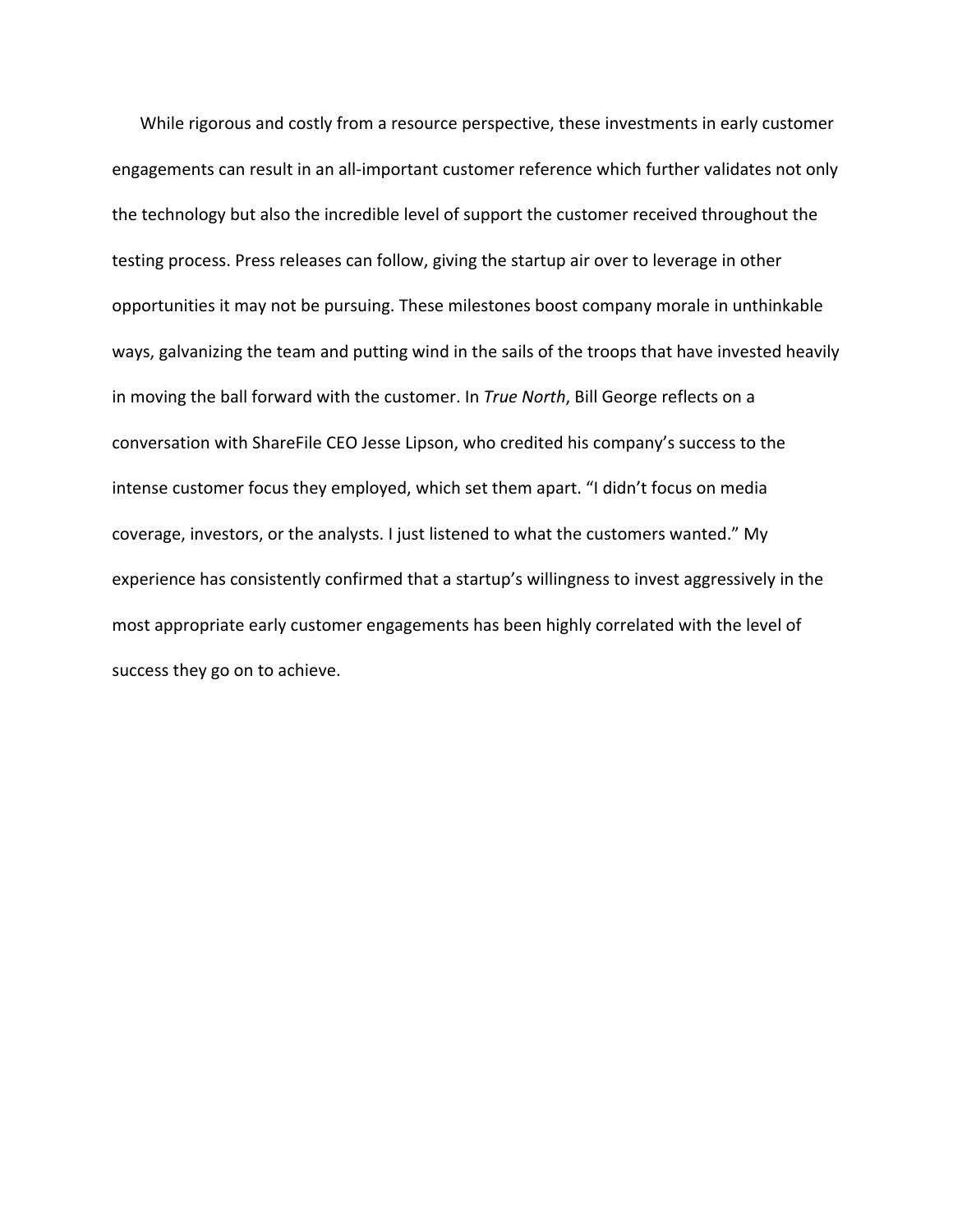While rigorous and costly from a resource perspective, these investments in early customer engagements can result in an all-important customer reference which further validates not only the technology but also the incredible level of support the customer received throughout the testing process. Press releases can follow, giving the startup air over to leverage in other opportunities it may not be pursuing. These milestones boost company morale in unthinkable ways, galvanizing the team and putting wind in the sails of the troops that have invested heavily in moving the ball forward with the customer. In *True North*, Bill George reflects on a conversation with ShareFile CEO Jesse Lipson, who credited his company's success to the intense customer focus they employed, which set them apart. "I didn't focus on media coverage, investors, or the analysts. I just listened to what the customers wanted." My experience has consistently confirmed that a startup's willingness to invest aggressively in the most appropriate early customer engagements has been highly correlated with the level of success they go on to achieve.